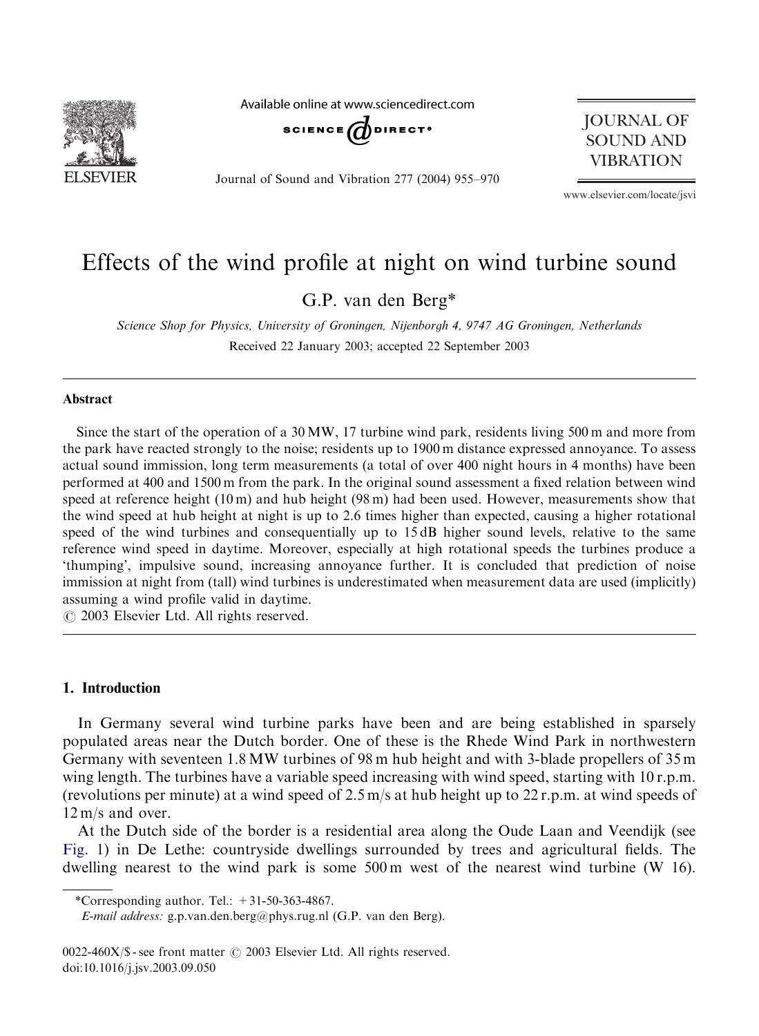# Effects of the wind profile at night on wind turbine sound

G.P. van den Berg*

*Science Shop for Physics, University of Groningen, Nijenborgh 4, 9747 AG Groningen, Netherlands*

Received 22 January 2003; accepted 22 September 2003

## Abstract

Since the start of the operation of a 30 MW, 17 turbine wind park, residents living 500 m and more from the park have reacted strongly to the noise; residents up to 1900 m distance expressed annoyance. To assess actual sound immission, long term measurements (a total of over 400 night hours in 4 months) have been performed at 400 and 1500 m from the park. In the original sound assessment a fixed relation between wind speed at reference height (10 m) and hub height (98 m) had been used. However, measurements show that the wind speed at hub height at night is up to 2.6 times higher than expected, causing a higher rotational speed of the wind turbines and consequentially up to 15 dB higher sound levels, relative to the same reference wind speed in daytime. Moreover, especially at high rotational speeds the turbines produce a 'thumping', impulsive sound, increasing annoyance further. It is concluded that prediction of noise immission at night from (tall) wind turbines is underestimated when measurement data are used (implicitly) assuming a wind profile valid in daytime.

© 2003 Elsevier Ltd. All rights reserved.

## 1. Introduction

In Germany several wind turbine parks have been and are being established in sparsely populated areas near the Dutch border. One of these is the Rhede Wind Park in northwestern Germany with seventeen 1.8 MW turbines of 98 m hub height and with 3-blade propellers of 35 m wing length. The turbines have a variable speed increasing with wind speed, starting with 10 r.p.m. (revolutions per minute) at a wind speed of 2.5 m/s at hub height up to 22 r.p.m. at wind speeds of 12 m/s and over.

At the Dutch side of the border is a residential area along the Oude Laan and Veendijk (see Fig. 1) in De Lethe: countryside dwellings surrounded by trees and agricultural fields. The dwelling nearest to the wind park is some 500 m west of the nearest wind turbine (W 16).

*Corresponding author. Tel.: +31-50-363-4867.

*E-mail address:* g.p.van.den.berg@phys.rug.nl (G.P. van den Berg).

0022-460X/$ - see front matter © 2003 Elsevier Ltd. All rights reserved.
doi:10.1016/j.jsv.2003.09.050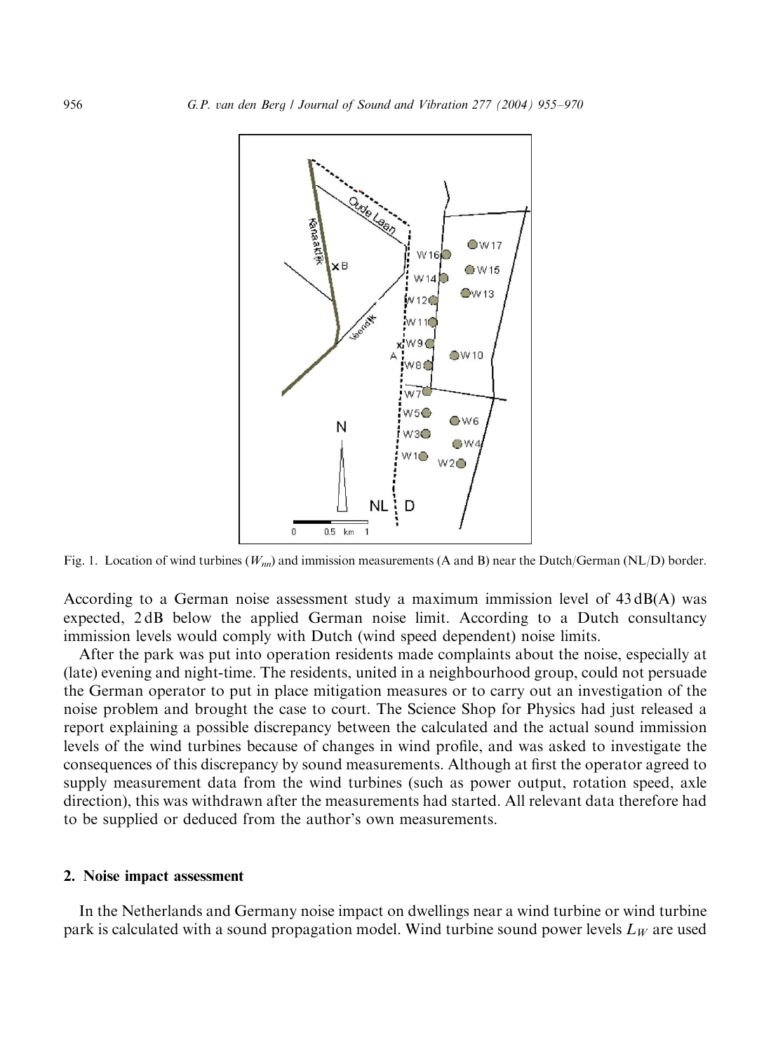Fig. 1. Location of wind turbines ($W_{nn}$) and immission measurements (A and B) near the Dutch/German (NL/D) border.

According to a German noise assessment study a maximum immission level of 43 dB(A) was expected, 2 dB below the applied German noise limit. According to a Dutch consultancy immission levels would comply with Dutch (wind speed dependent) noise limits.

After the park was put into operation residents made complaints about the noise, especially at (late) evening and night-time. The residents, united in a neighbourhood group, could not persuade the German operator to put in place mitigation measures or to carry out an investigation of the noise problem and brought the case to court. The Science Shop for Physics had just released a report explaining a possible discrepancy between the calculated and the actual sound immission levels of the wind turbines because of changes in wind profile, and was asked to investigate the consequences of this discrepancy by sound measurements. Although at first the operator agreed to supply measurement data from the wind turbines (such as power output, rotation speed, axle direction), this was withdrawn after the measurements had started. All relevant data therefore had to be supplied or deduced from the author's own measurements.

## 2. Noise impact assessment

In the Netherlands and Germany noise impact on dwellings near a wind turbine or wind turbine park is calculated with a sound propagation model. Wind turbine sound power levels $L_W$ are used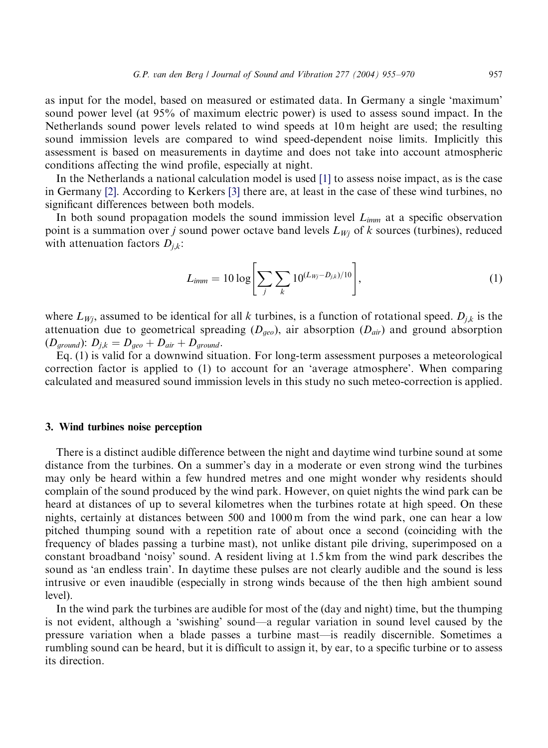as input for the model, based on measured or estimated data. In Germany a single 'maximum' sound power level (at 95% of maximum electric power) is used to assess sound impact. In the Netherlands sound power levels related to wind speeds at 10 m height are used; the resulting sound immission levels are compared to wind speed-dependent noise limits. Implicitly this assessment is based on measurements in daytime and does not take into account atmospheric conditions affecting the wind profile, especially at night.

In the Netherlands a national calculation model is used [1] to assess noise impact, as is the case in Germany [2]. According to Kerkers [3] there are, at least in the case of these wind turbines, no significant differences between both models.

In both sound propagation models the sound immission level $L_{imm}$ at a specific observation point is a summation over $j$ sound power octave band levels $L_{Wj}$ of $k$ sources (turbines), reduced with attenuation factors $D_{j,k}$:

$$L_{imm} = 10 \log \left[ \sum_{j} \sum_{k} 10^{(L_{Wj} - D_{j,k})/10} \right], \tag{1}$$

where $L_{Wj}$, assumed to be identical for all $k$ turbines, is a function of rotational speed. $D_{j,k}$ is the attenuation due to geometrical spreading ($D_{geo}$), air absorption ($D_{air}$) and ground absorption ($D_{ground}$): $D_{j,k} = D_{geo} + D_{air} + D_{ground}$.

Eq. (1) is valid for a downwind situation. For long-term assessment purposes a meteorological correction factor is applied to (1) to account for an 'average atmosphere'. When comparing calculated and measured sound immission levels in this study no such meteo-correction is applied.

## 3. Wind turbines noise perception

There is a distinct audible difference between the night and daytime wind turbine sound at some distance from the turbines. On a summer's day in a moderate or even strong wind the turbines may only be heard within a few hundred metres and one might wonder why residents should complain of the sound produced by the wind park. However, on quiet nights the wind park can be heard at distances of up to several kilometres when the turbines rotate at high speed. On these nights, certainly at distances between 500 and 1000 m from the wind park, one can hear a low pitched thumping sound with a repetition rate of about once a second (coinciding with the frequency of blades passing a turbine mast), not unlike distant pile driving, superimposed on a constant broadband 'noisy' sound. A resident living at 1.5 km from the wind park describes the sound as 'an endless train'. In daytime these pulses are not clearly audible and the sound is less intrusive or even inaudible (especially in strong winds because of the then high ambient sound level).

In the wind park the turbines are audible for most of the (day and night) time, but the thumping is not evident, although a 'swishing' sound—a regular variation in sound level caused by the pressure variation when a blade passes a turbine mast—is readily discernible. Sometimes a rumbling sound can be heard, but it is difficult to assign it, by ear, to a specific turbine or to assess its direction.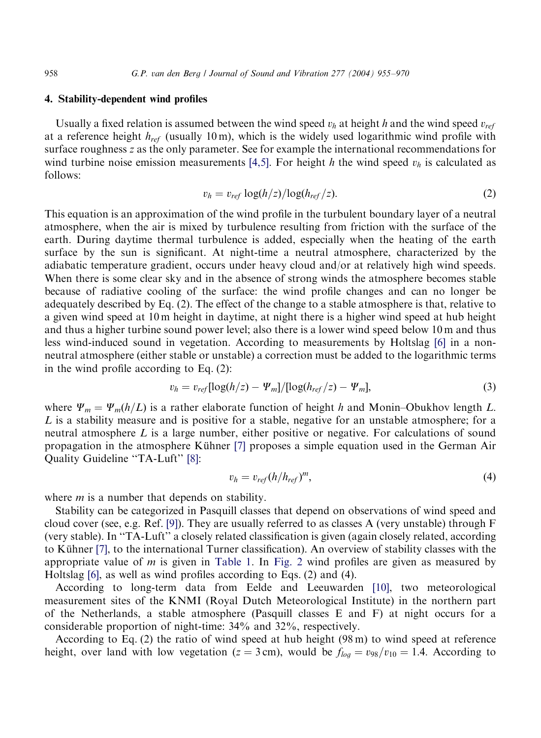## 4. Stability-dependent wind profiles

Usually a fixed relation is assumed between the wind speed $v_h$ at height $h$ and the wind speed $v_{ref}$ at a reference height $h_{ref}$ (usually 10 m), which is the widely used logarithmic wind profile with surface roughness $z$ as the only parameter. See for example the international recommendations for wind turbine noise emission measurements [4,5]. For height $h$ the wind speed $v_h$ is calculated as follows:

$$v_h = v_{ref} \log(h/z)/\log(h_{ref}/z). \tag{2}$$

This equation is an approximation of the wind profile in the turbulent boundary layer of a neutral atmosphere, when the air is mixed by turbulence resulting from friction with the surface of the earth. During daytime thermal turbulence is added, especially when the heating of the earth surface by the sun is significant. At night-time a neutral atmosphere, characterized by the adiabatic temperature gradient, occurs under heavy cloud and/or at relatively high wind speeds. When there is some clear sky and in the absence of strong winds the atmosphere becomes stable because of radiative cooling of the surface: the wind profile changes and can no longer be adequately described by Eq. (2). The effect of the change to a stable atmosphere is that, relative to a given wind speed at 10 m height in daytime, at night there is a higher wind speed at hub height and thus a higher turbine sound power level; also there is a lower wind speed below 10 m and thus less wind-induced sound in vegetation. According to measurements by Holtslag [6] in a non-neutral atmosphere (either stable or unstable) a correction must be added to the logarithmic terms in the wind profile according to Eq. (2):

$$v_h = v_{ref}[\log(h/z) - \Psi_m]/[\log(h_{ref}/z) - \Psi_m], \tag{3}$$

where $\Psi_m = \Psi_m(h/L)$ is a rather elaborate function of height $h$ and Monin–Obukhov length $L$. $L$ is a stability measure and is positive for a stable, negative for an unstable atmosphere; for a neutral atmosphere $L$ is a large number, either positive or negative. For calculations of sound propagation in the atmosphere Kühner [7] proposes a simple equation used in the German Air Quality Guideline "TA-Luft" [8]:

$$v_h = v_{ref}(h/h_{ref})^m, \tag{4}$$

where $m$ is a number that depends on stability.

Stability can be categorized in Pasquill classes that depend on observations of wind speed and cloud cover (see, e.g. Ref. [9]). They are usually referred to as classes A (very unstable) through F (very stable). In "TA-Luft" a closely related classification is given (again closely related, according to Kühner [7], to the international Turner classification). An overview of stability classes with the appropriate value of $m$ is given in Table 1. In Fig. 2 wind profiles are given as measured by Holtslag [6], as well as wind profiles according to Eqs. (2) and (4).

According to long-term data from Eelde and Leeuwarden [10], two meteorological measurement sites of the KNMI (Royal Dutch Meteorological Institute) in the northern part of the Netherlands, a stable atmosphere (Pasquill classes E and F) at night occurs for a considerable proportion of night-time: 34% and 32%, respectively.

According to Eq. (2) the ratio of wind speed at hub height (98 m) to wind speed at reference height, over land with low vegetation ($z = 3$ cm), would be $f_{log} = v_{98}/v_{10} = 1.4$. According to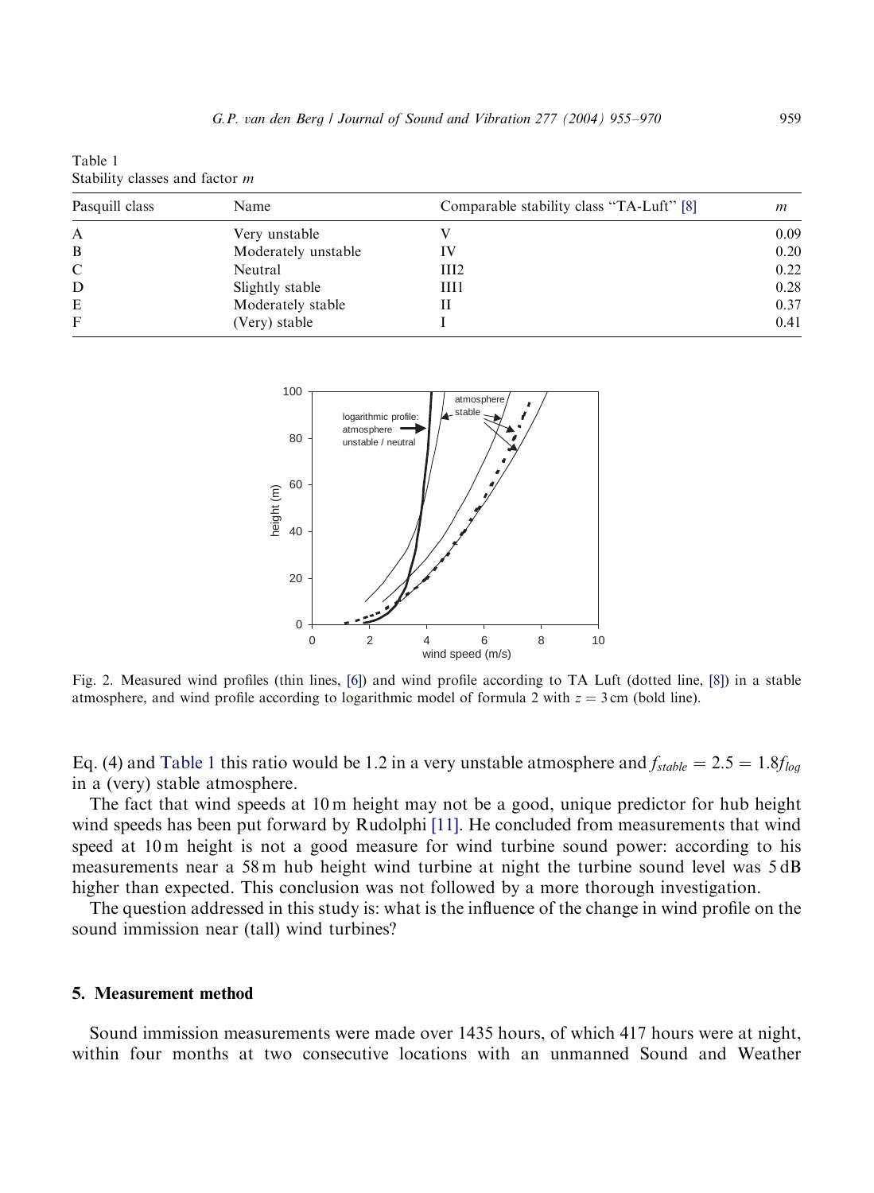Table 1
Stability classes and factor $m$

| Pasquill class | Name | Comparable stability class "TA-Luft" [8] | $m$ |
|---|---|---|---|
| A | Very unstable | V | 0.09 |
| B | Moderately unstable | IV | 0.20 |
| C | Neutral | III2 | 0.22 |
| D | Slightly stable | III1 | 0.28 |
| E | Moderately stable | II | 0.37 |
| F | (Very) stable | I | 0.41 |

Fig. 2. Measured wind profiles (thin lines, [6]) and wind profile according to TA Luft (dotted line, [8]) in a stable atmosphere, and wind profile according to logarithmic model of formula 2 with $z = 3$ cm (bold line).

Eq. (4) and Table 1 this ratio would be 1.2 in a very unstable atmosphere and $f_{stable} = 2.5 = 1.8 f_{log}$ in a (very) stable atmosphere.

The fact that wind speeds at 10 m height may not be a good, unique predictor for hub height wind speeds has been put forward by Rudolphi [11]. He concluded from measurements that wind speed at 10 m height is not a good measure for wind turbine sound power: according to his measurements near a 58 m hub height wind turbine at night the turbine sound level was 5 dB higher than expected. This conclusion was not followed by a more thorough investigation.

The question addressed in this study is: what is the influence of the change in wind profile on the sound immission near (tall) wind turbines?

## 5. Measurement method

Sound immission measurements were made over 1435 hours, of which 417 hours were at night, within four months at two consecutive locations with an unmanned Sound and Weather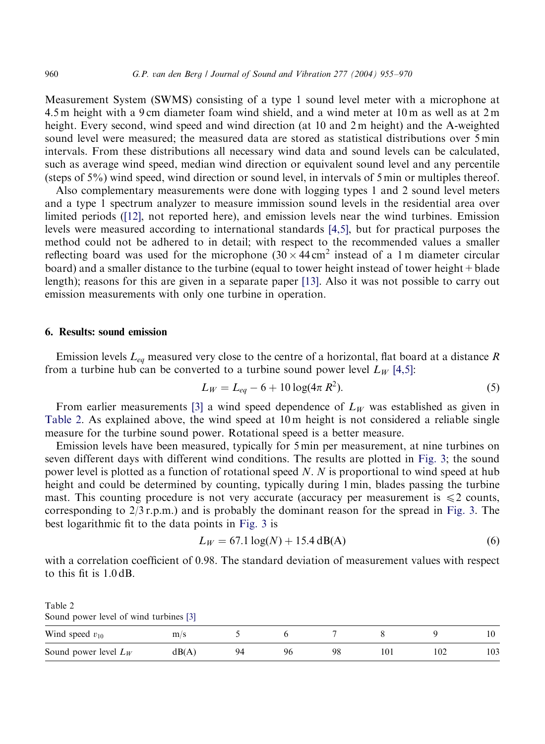Measurement System (SWMS) consisting of a type 1 sound level meter with a microphone at 4.5 m height with a 9 cm diameter foam wind shield, and a wind meter at 10 m as well as at 2 m height. Every second, wind speed and wind direction (at 10 and 2 m height) and the A-weighted sound level were measured; the measured data are stored as statistical distributions over 5 min intervals. From these distributions all necessary wind data and sound levels can be calculated, such as average wind speed, median wind direction or equivalent sound level and any percentile (steps of 5%) wind speed, wind direction or sound level, in intervals of 5 min or multiples thereof.

Also complementary measurements were done with logging types 1 and 2 sound level meters and a type 1 spectrum analyzer to measure immission sound levels in the residential area over limited periods ([12], not reported here), and emission levels near the wind turbines. Emission levels were measured according to international standards [4,5], but for practical purposes the method could not be adhered to in detail; with respect to the recommended values a smaller reflecting board was used for the microphone ($30 \times 44\,\text{cm}^2$ instead of a 1 m diameter circular board) and a smaller distance to the turbine (equal to tower height instead of tower height + blade length); reasons for this are given in a separate paper [13]. Also it was not possible to carry out emission measurements with only one turbine in operation.

## 6. Results: sound emission

Emission levels $L_{eq}$ measured very close to the centre of a horizontal, flat board at a distance $R$ from a turbine hub can be converted to a turbine sound power level $L_W$ [4,5]:

$$L_W = L_{eq} - 6 + 10\log(4\pi R^2). \tag{5}$$

From earlier measurements [3] a wind speed dependence of $L_W$ was established as given in Table 2. As explained above, the wind speed at 10 m height is not considered a reliable single measure for the turbine sound power. Rotational speed is a better measure.

Emission levels have been measured, typically for 5 min per measurement, at nine turbines on seven different days with different wind conditions. The results are plotted in Fig. 3; the sound power level is plotted as a function of rotational speed $N$. $N$ is proportional to wind speed at hub height and could be determined by counting, typically during 1 min, blades passing the turbine mast. This counting procedure is not very accurate (accuracy per measurement is $\leqslant 2$ counts, corresponding to 2/3 r.p.m.) and is probably the dominant reason for the spread in Fig. 3. The best logarithmic fit to the data points in Fig. 3 is

$$L_W = 67.1\log(N) + 15.4\,\text{dB(A)} \tag{6}$$

with a correlation coefficient of 0.98. The standard deviation of measurement values with respect to this fit is 1.0 dB.

Table 2
Sound power level of wind turbines [3]

| Wind speed $v_{10}$ | m/s | 5 | 6 | 7 | 8 | 9 | 10 |
|---|---|---|---|---|---|---|---|
| Sound power level $L_W$ | dB(A) | 94 | 96 | 98 | 101 | 102 | 103 |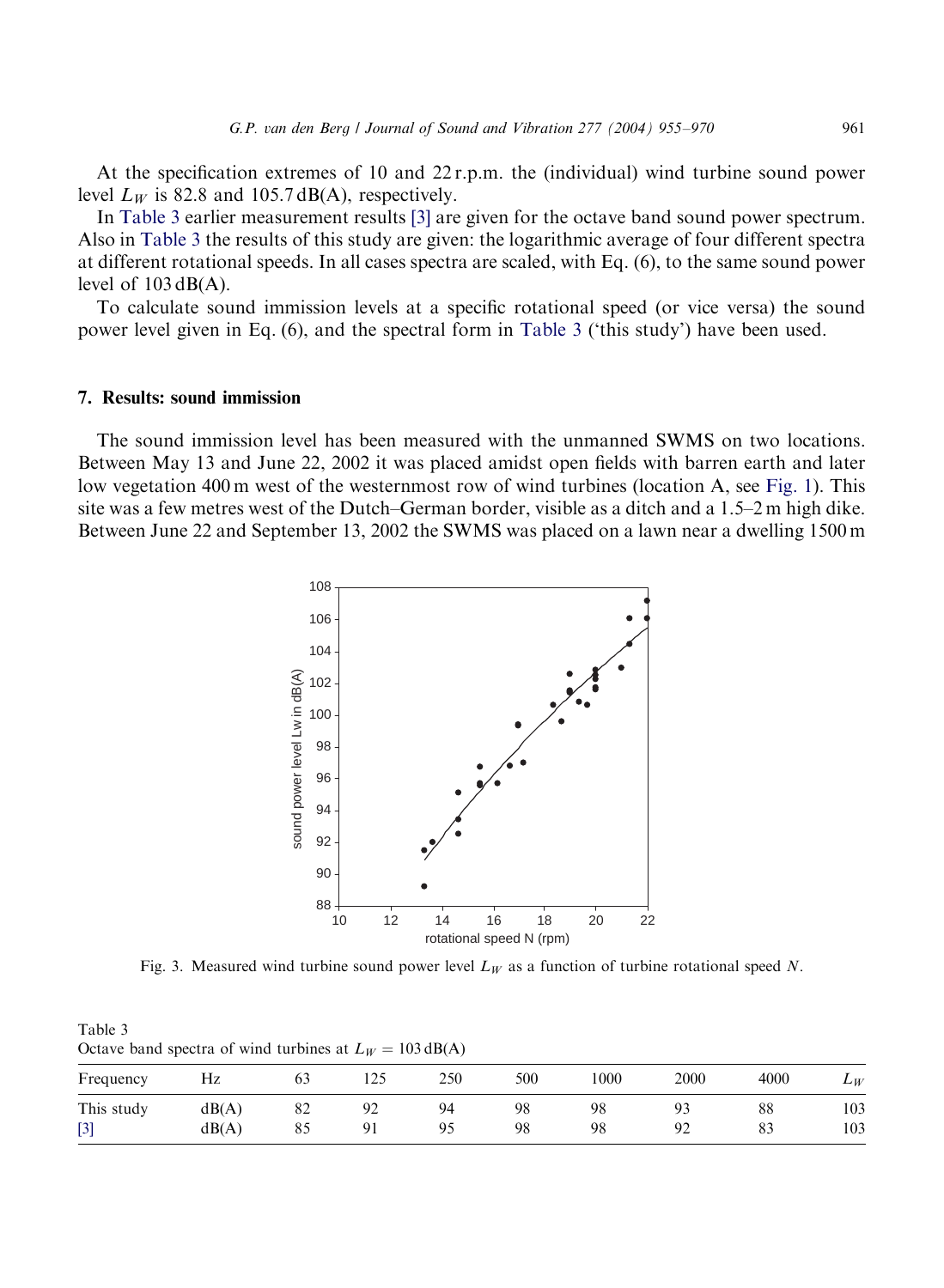At the specification extremes of 10 and 22 r.p.m. the (individual) wind turbine sound power level $L_W$ is 82.8 and 105.7 dB(A), respectively.

In Table 3 earlier measurement results [3] are given for the octave band sound power spectrum. Also in Table 3 the results of this study are given: the logarithmic average of four different spectra at different rotational speeds. In all cases spectra are scaled, with Eq. (6), to the same sound power level of 103 dB(A).

To calculate sound immission levels at a specific rotational speed (or vice versa) the sound power level given in Eq. (6), and the spectral form in Table 3 ('this study') have been used.

## 7. Results: sound immission

The sound immission level has been measured with the unmanned SWMS on two locations. Between May 13 and June 22, 2002 it was placed amidst open fields with barren earth and later low vegetation 400 m west of the westernmost row of wind turbines (location A, see Fig. 1). This site was a few metres west of the Dutch–German border, visible as a ditch and a 1.5–2 m high dike. Between June 22 and September 13, 2002 the SWMS was placed on a lawn near a dwelling 1500 m

Fig. 3. Measured wind turbine sound power level $L_W$ as a function of turbine rotational speed $N$.

Table 3
Octave band spectra of wind turbines at $L_W = 103$ dB(A)

| Frequency | Hz | 63 | 125 | 250 | 500 | 1000 | 2000 | 4000 | $L_W$ |
|---|---|---|---|---|---|---|---|---|---|
| This study | dB(A) | 82 | 92 | 94 | 98 | 98 | 93 | 88 | 103 |
| [3] | dB(A) | 85 | 91 | 95 | 98 | 98 | 92 | 83 | 103 |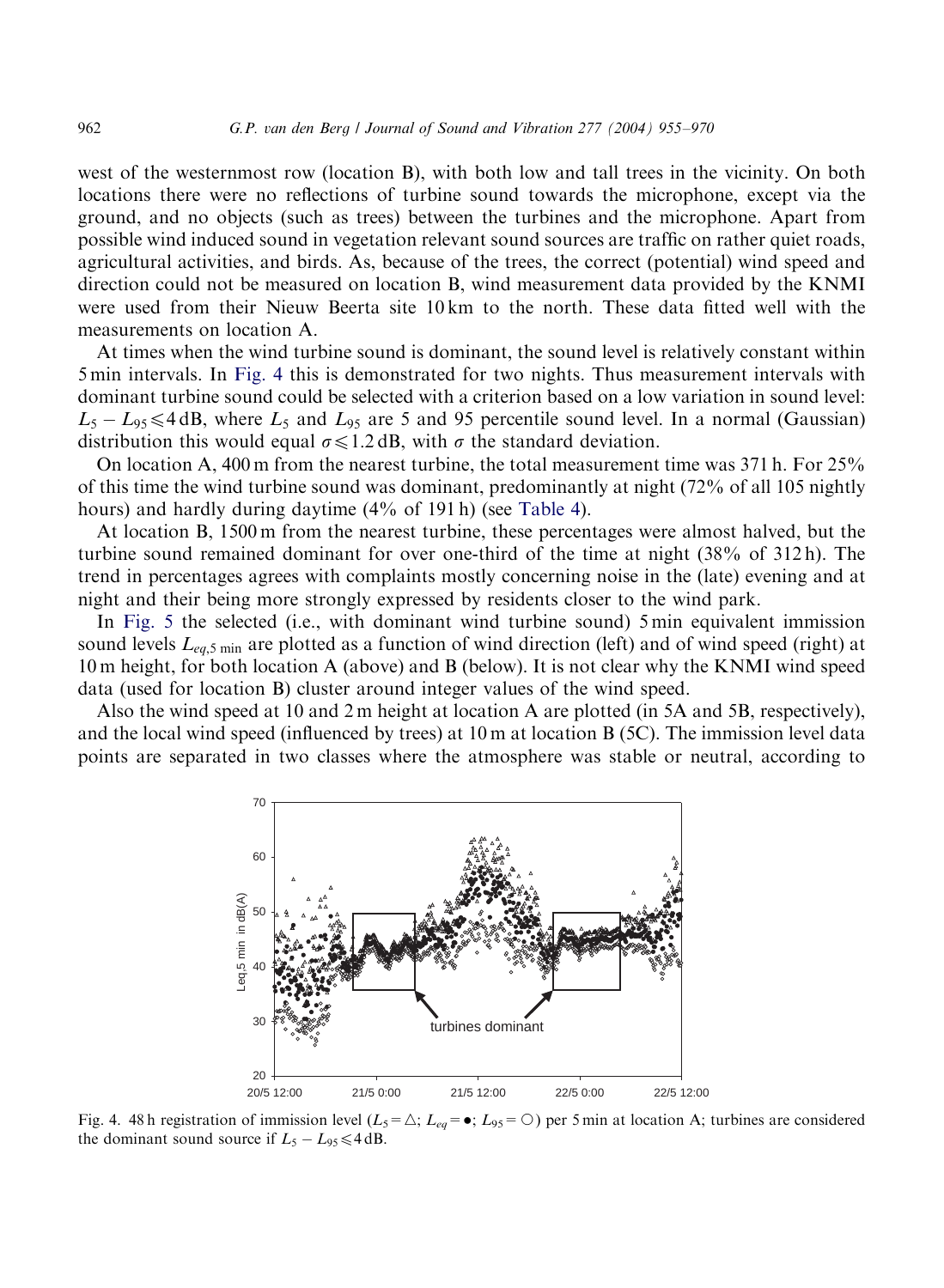west of the westernmost row (location B), with both low and tall trees in the vicinity. On both locations there were no reflections of turbine sound towards the microphone, except via the ground, and no objects (such as trees) between the turbines and the microphone. Apart from possible wind induced sound in vegetation relevant sound sources are traffic on rather quiet roads, agricultural activities, and birds. As, because of the trees, the correct (potential) wind speed and direction could not be measured on location B, wind measurement data provided by the KNMI were used from their Nieuw Beerta site 10 km to the north. These data fitted well with the measurements on location A.

At times when the wind turbine sound is dominant, the sound level is relatively constant within 5 min intervals. In Fig. 4 this is demonstrated for two nights. Thus measurement intervals with dominant turbine sound could be selected with a criterion based on a low variation in sound level: $L_5 - L_{95} \leqslant 4$ dB, where $L_5$ and $L_{95}$ are 5 and 95 percentile sound level. In a normal (Gaussian) distribution this would equal $\sigma \leqslant 1.2$ dB, with $\sigma$ the standard deviation.

On location A, 400 m from the nearest turbine, the total measurement time was 371 h. For 25% of this time the wind turbine sound was dominant, predominantly at night (72% of all 105 nightly hours) and hardly during daytime (4% of 191 h) (see Table 4).

At location B, 1500 m from the nearest turbine, these percentages were almost halved, but the turbine sound remained dominant for over one-third of the time at night (38% of 312 h). The trend in percentages agrees with complaints mostly concerning noise in the (late) evening and at night and their being more strongly expressed by residents closer to the wind park.

In Fig. 5 the selected (i.e., with dominant wind turbine sound) 5 min equivalent immission sound levels $L_{eq,5\,\text{min}}$ are plotted as a function of wind direction (left) and of wind speed (right) at 10 m height, for both location A (above) and B (below). It is not clear why the KNMI wind speed data (used for location B) cluster around integer values of the wind speed.

Also the wind speed at 10 and 2 m height at location A are plotted (in 5A and 5B, respectively), and the local wind speed (influenced by trees) at 10 m at location B (5C). The immission level data points are separated in two classes where the atmosphere was stable or neutral, according to

Fig. 4. 48 h registration of immission level ($L_5 = \triangle$; $L_{eq} = \bullet$; $L_{95} = \bigcirc$) per 5 min at location A; turbines are considered the dominant sound source if $L_5 - L_{95} \leqslant 4$ dB.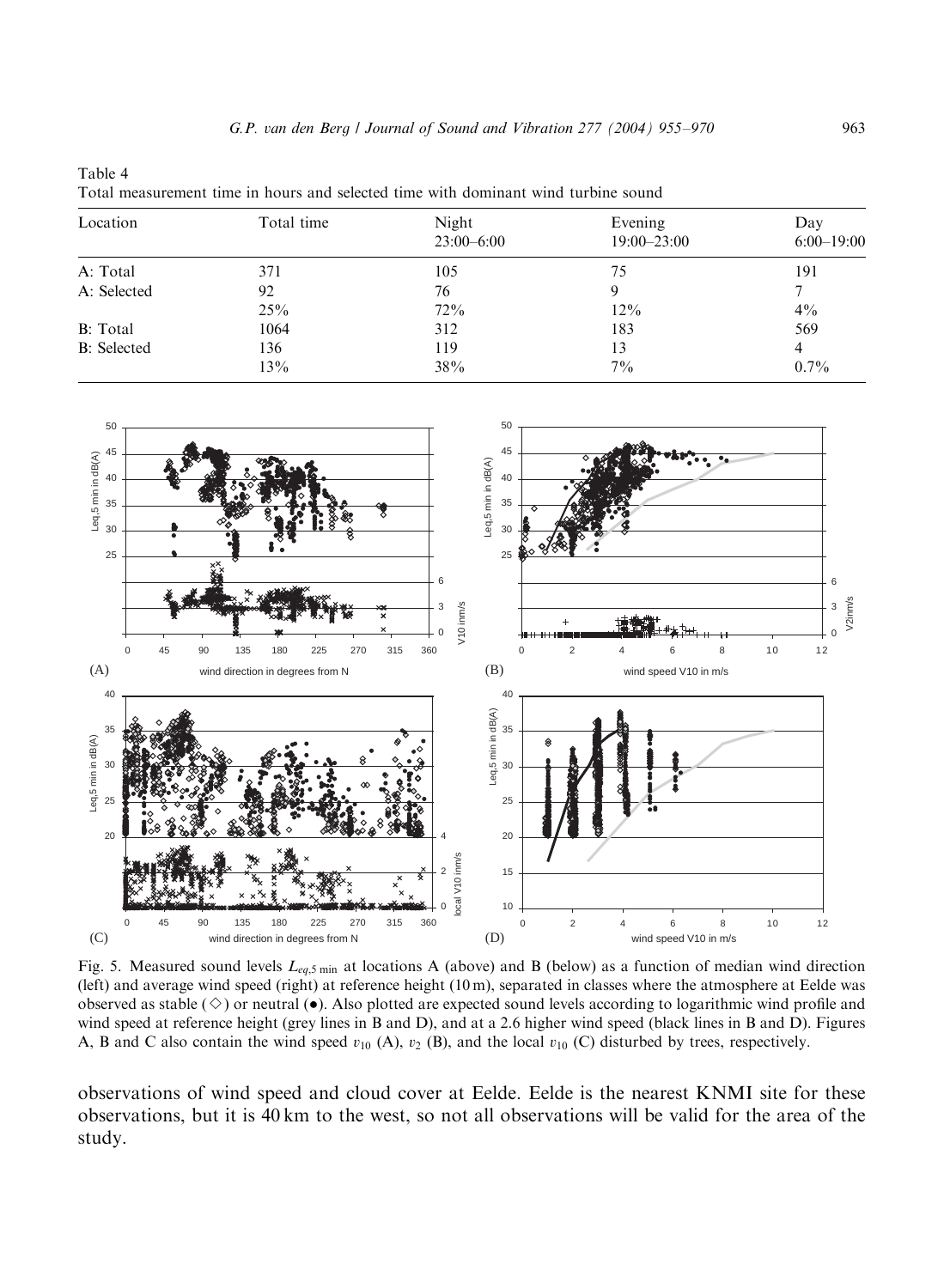Table 4
Total measurement time in hours and selected time with dominant wind turbine sound

| Location | Total time | Night 23:00–6:00 | Evening 19:00–23:00 | Day 6:00–19:00 |
|---|---|---|---|---|
| A: Total | 371 | 105 | 75 | 191 |
| A: Selected | 92 | 76 | 9 | 7 |
| | 25% | 72% | 12% | 4% |
| B: Total | 1064 | 312 | 183 | 569 |
| B: Selected | 136 | 119 | 13 | 4 |
| | 13% | 38% | 7% | 0.7% |

Fig. 5. Measured sound levels $L_{eq,5\,\text{min}}$ at locations A (above) and B (below) as a function of median wind direction (left) and average wind speed (right) at reference height (10 m), separated in classes where the atmosphere at Eelde was observed as stable (◇) or neutral (●). Also plotted are expected sound levels according to logarithmic wind profile and wind speed at reference height (grey lines in B and D), and at a 2.6 higher wind speed (black lines in B and D). Figures A, B and C also contain the wind speed $v_{10}$ (A), $v_2$ (B), and the local $v_{10}$ (C) disturbed by trees, respectively.

observations of wind speed and cloud cover at Eelde. Eelde is the nearest KNMI site for these observations, but it is 40 km to the west, so not all observations will be valid for the area of the study.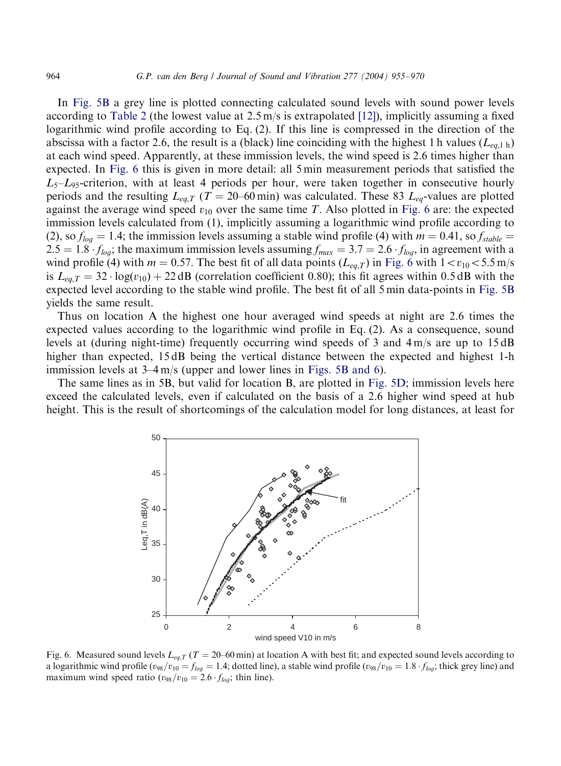In Fig. 5B a grey line is plotted connecting calculated sound levels with sound power levels according to Table 2 (the lowest value at 2.5 m/s is extrapolated [12]), implicitly assuming a fixed logarithmic wind profile according to Eq. (2). If this line is compressed in the direction of the abscissa with a factor 2.6, the result is a (black) line coinciding with the highest 1 h values ($L_{eq,1\,h}$) at each wind speed. Apparently, at these immission levels, the wind speed is 2.6 times higher than expected. In Fig. 6 this is given in more detail: all 5 min measurement periods that satisfied the $L_5$–$L_{95}$-criterion, with at least 4 periods per hour, were taken together in consecutive hourly periods and the resulting $L_{eq,T}$ ($T = 20$–60 min) was calculated. These 83 $L_{eq}$-values are plotted against the average wind speed $v_{10}$ over the same time $T$. Also plotted in Fig. 6 are: the expected immission levels calculated from (1), implicitly assuming a logarithmic wind profile according to (2), so $f_{log} = 1.4$; the immission levels assuming a stable wind profile (4) with $m = 0.41$, so $f_{stable} = 2.5 = 1.8 \cdot f_{log}$; the maximum immission levels assuming $f_{max} = 3.7 = 2.6 \cdot f_{log}$, in agreement with a wind profile (4) with $m = 0.57$. The best fit of all data points ($L_{eq,T}$) in Fig. 6 with $1 < v_{10} < 5.5$ m/s is $L_{eq,T} = 32 \cdot \log(v_{10}) + 22$ dB (correlation coefficient 0.80); this fit agrees within 0.5 dB with the expected level according to the stable wind profile. The best fit of all 5 min data-points in Fig. 5B yields the same result.

Thus on location A the highest one hour averaged wind speeds at night are 2.6 times the expected values according to the logarithmic wind profile in Eq. (2). As a consequence, sound levels at (during night-time) frequently occurring wind speeds of 3 and 4 m/s are up to 15 dB higher than expected, 15 dB being the vertical distance between the expected and highest 1-h immission levels at 3–4 m/s (upper and lower lines in Figs. 5B and 6).

The same lines as in 5B, but valid for location B, are plotted in Fig. 5D; immission levels here exceed the calculated levels, even if calculated on the basis of a 2.6 higher wind speed at hub height. This is the result of shortcomings of the calculation model for long distances, at least for

Fig. 6. Measured sound levels $L_{eq,T}$ ($T = 20$–60 min) at location A with best fit; and expected sound levels according to a logarithmic wind profile ($v_{98}/v_{10} = f_{log} = 1.4$; dotted line), a stable wind profile ($v_{98}/v_{10} = 1.8 \cdot f_{log}$; thick grey line) and maximum wind speed ratio ($v_{98}/v_{10} = 2.6 \cdot f_{log}$; thin line).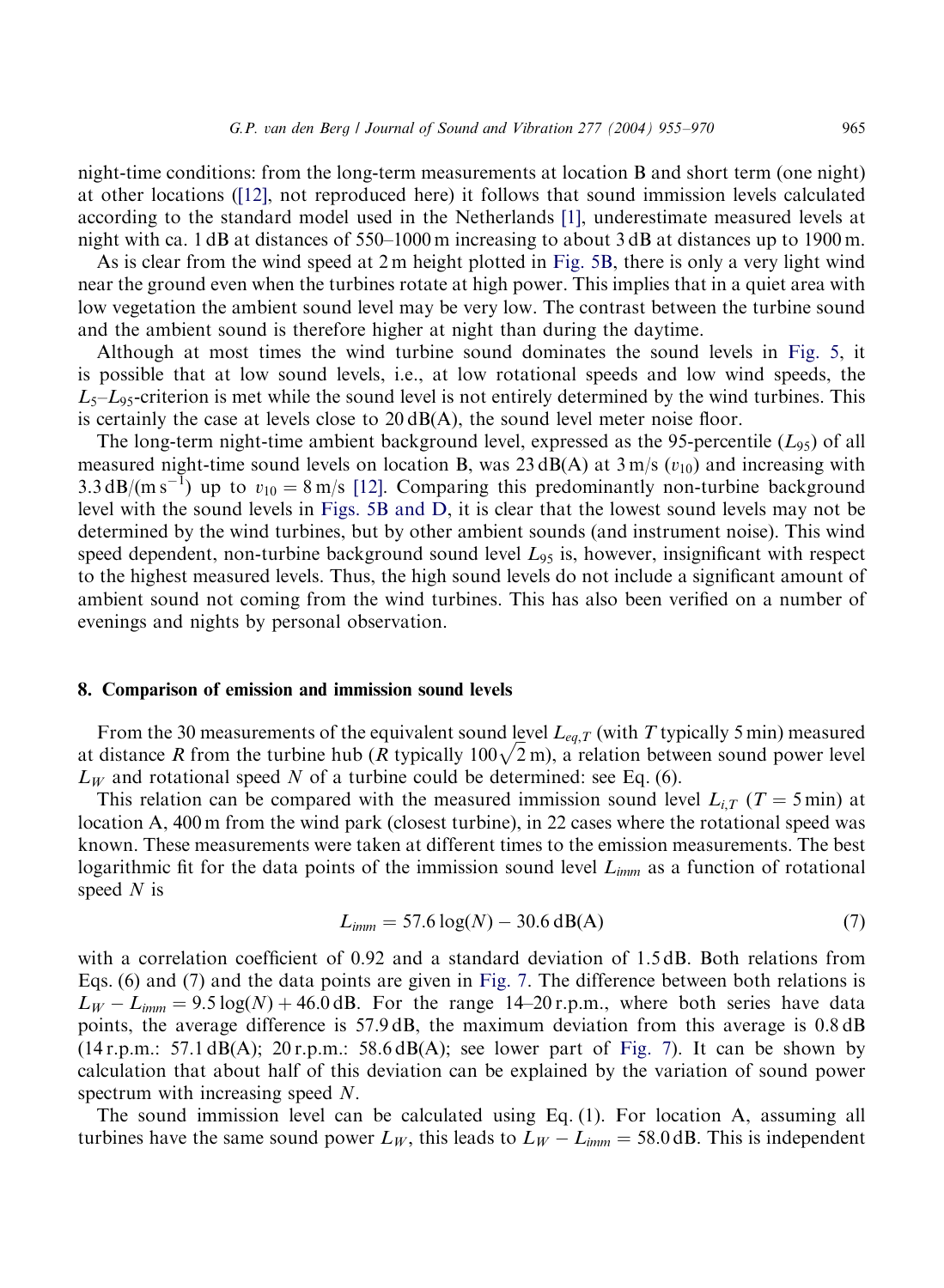night-time conditions: from the long-term measurements at location B and short term (one night) at other locations ([12], not reproduced here) it follows that sound immission levels calculated according to the standard model used in the Netherlands [1], underestimate measured levels at night with ca. 1 dB at distances of 550–1000 m increasing to about 3 dB at distances up to 1900 m.

As is clear from the wind speed at 2 m height plotted in Fig. 5B, there is only a very light wind near the ground even when the turbines rotate at high power. This implies that in a quiet area with low vegetation the ambient sound level may be very low. The contrast between the turbine sound and the ambient sound is therefore higher at night than during the daytime.

Although at most times the wind turbine sound dominates the sound levels in Fig. 5, it is possible that at low sound levels, i.e., at low rotational speeds and low wind speeds, the $L_5$–$L_{95}$-criterion is met while the sound level is not entirely determined by the wind turbines. This is certainly the case at levels close to 20 dB(A), the sound level meter noise floor.

The long-term night-time ambient background level, expressed as the 95-percentile ($L_{95}$) of all measured night-time sound levels on location B, was 23 dB(A) at 3 m/s ($v_{10}$) and increasing with 3.3 dB/(m s$^{-1}$) up to $v_{10} = 8$ m/s [12]. Comparing this predominantly non-turbine background level with the sound levels in Figs. 5B and D, it is clear that the lowest sound levels may not be determined by the wind turbines, but by other ambient sounds (and instrument noise). This wind speed dependent, non-turbine background sound level $L_{95}$ is, however, insignificant with respect to the highest measured levels. Thus, the high sound levels do not include a significant amount of ambient sound not coming from the wind turbines. This has also been verified on a number of evenings and nights by personal observation.

## 8. Comparison of emission and immission sound levels

From the 30 measurements of the equivalent sound level $L_{eq,T}$ (with $T$ typically 5 min) measured at distance $R$ from the turbine hub ($R$ typically $100\sqrt{2}$ m), a relation between sound power level $L_W$ and rotational speed $N$ of a turbine could be determined: see Eq. (6).

This relation can be compared with the measured immission sound level $L_{i,T}$ ($T = 5$ min) at location A, 400 m from the wind park (closest turbine), in 22 cases where the rotational speed was known. These measurements were taken at different times to the emission measurements. The best logarithmic fit for the data points of the immission sound level $L_{imm}$ as a function of rotational speed $N$ is

$$L_{imm} = 57.6 \log(N) - 30.6 \text{ dB(A)} \tag{7}$$

with a correlation coefficient of 0.92 and a standard deviation of 1.5 dB. Both relations from Eqs. (6) and (7) and the data points are given in Fig. 7. The difference between both relations is $L_W - L_{imm} = 9.5 \log(N) + 46.0$ dB. For the range 14–20 r.p.m., where both series have data points, the average difference is 57.9 dB, the maximum deviation from this average is 0.8 dB (14 r.p.m.: 57.1 dB(A); 20 r.p.m.: 58.6 dB(A); see lower part of Fig. 7). It can be shown by calculation that about half of this deviation can be explained by the variation of sound power spectrum with increasing speed $N$.

The sound immission level can be calculated using Eq. (1). For location A, assuming all turbines have the same sound power $L_W$, this leads to $L_W - L_{imm} = 58.0$ dB. This is independent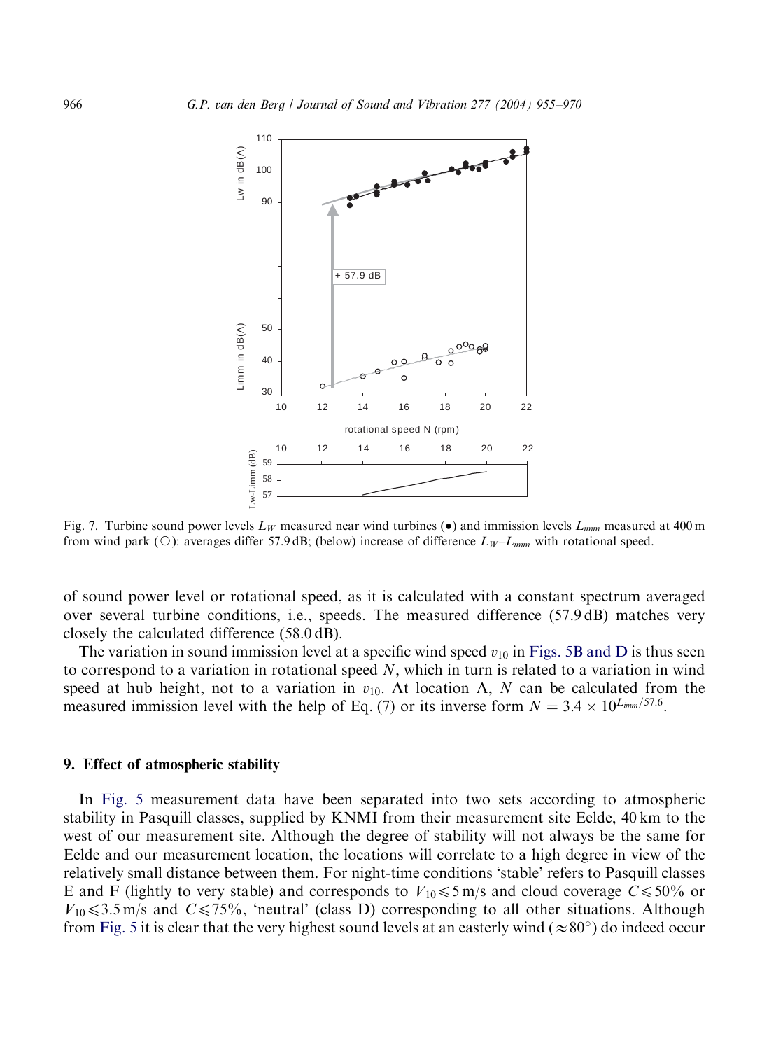Fig. 7. Turbine sound power levels $L_W$ measured near wind turbines (●) and immission levels $L_{imm}$ measured at 400 m from wind park (○): averages differ 57.9 dB; (below) increase of difference $L_W$–$L_{imm}$ with rotational speed.

of sound power level or rotational speed, as it is calculated with a constant spectrum averaged over several turbine conditions, i.e., speeds. The measured difference (57.9 dB) matches very closely the calculated difference (58.0 dB).

The variation in sound immission level at a specific wind speed $v_{10}$ in Figs. 5B and D is thus seen to correspond to a variation in rotational speed $N$, which in turn is related to a variation in wind speed at hub height, not to a variation in $v_{10}$. At location A, $N$ can be calculated from the measured immission level with the help of Eq. (7) or its inverse form $N = 3.4 \times 10^{L_{imm}/57.6}$.

## 9. Effect of atmospheric stability

In Fig. 5 measurement data have been separated into two sets according to atmospheric stability in Pasquill classes, supplied by KNMI from their measurement site Eelde, 40 km to the west of our measurement site. Although the degree of stability will not always be the same for Eelde and our measurement location, the locations will correlate to a high degree in view of the relatively small distance between them. For night-time conditions 'stable' refers to Pasquill classes E and F (lightly to very stable) and corresponds to $V_{10} \leqslant 5$ m/s and cloud coverage $C \leqslant 50\%$ or $V_{10} \leqslant 3.5$ m/s and $C \leqslant 75\%$, 'neutral' (class D) corresponding to all other situations. Although from Fig. 5 it is clear that the very highest sound levels at an easterly wind ($\approx 80^\circ$) do indeed occur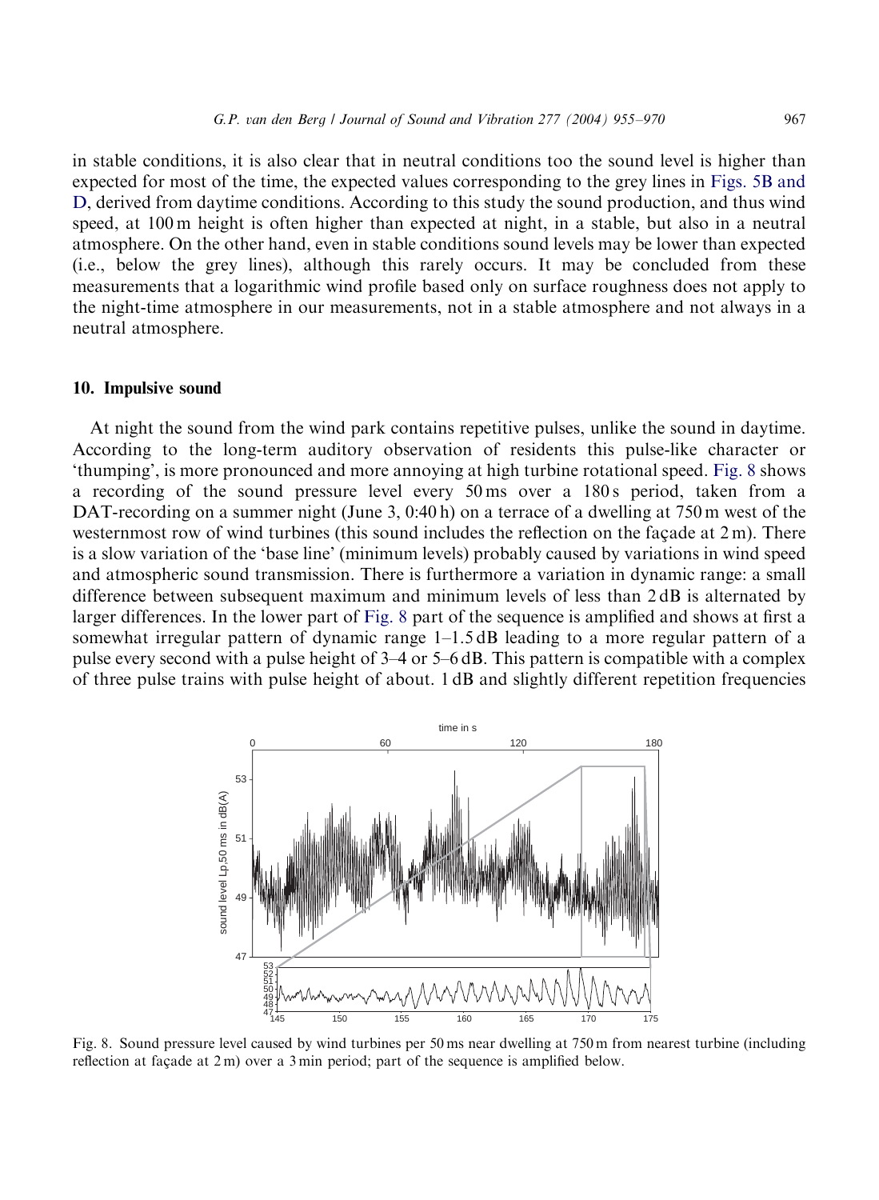in stable conditions, it is also clear that in neutral conditions too the sound level is higher than expected for most of the time, the expected values corresponding to the grey lines in Figs. 5B and D, derived from daytime conditions. According to this study the sound production, and thus wind speed, at 100 m height is often higher than expected at night, in a stable, but also in a neutral atmosphere. On the other hand, even in stable conditions sound levels may be lower than expected (i.e., below the grey lines), although this rarely occurs. It may be concluded from these measurements that a logarithmic wind profile based only on surface roughness does not apply to the night-time atmosphere in our measurements, not in a stable atmosphere and not always in a neutral atmosphere.

## 10. Impulsive sound

At night the sound from the wind park contains repetitive pulses, unlike the sound in daytime. According to the long-term auditory observation of residents this pulse-like character or 'thumping', is more pronounced and more annoying at high turbine rotational speed. Fig. 8 shows a recording of the sound pressure level every 50 ms over a 180 s period, taken from a DAT-recording on a summer night (June 3, 0:40 h) on a terrace of a dwelling at 750 m west of the westernmost row of wind turbines (this sound includes the reflection on the façade at 2 m). There is a slow variation of the 'base line' (minimum levels) probably caused by variations in wind speed and atmospheric sound transmission. There is furthermore a variation in dynamic range: a small difference between subsequent maximum and minimum levels of less than 2 dB is alternated by larger differences. In the lower part of Fig. 8 part of the sequence is amplified and shows at first a somewhat irregular pattern of dynamic range 1–1.5 dB leading to a more regular pattern of a pulse every second with a pulse height of 3–4 or 5–6 dB. This pattern is compatible with a complex of three pulse trains with pulse height of about. 1 dB and slightly different repetition frequencies

Fig. 8. Sound pressure level caused by wind turbines per 50 ms near dwelling at 750 m from nearest turbine (including reflection at façade at 2 m) over a 3 min period; part of the sequence is amplified below.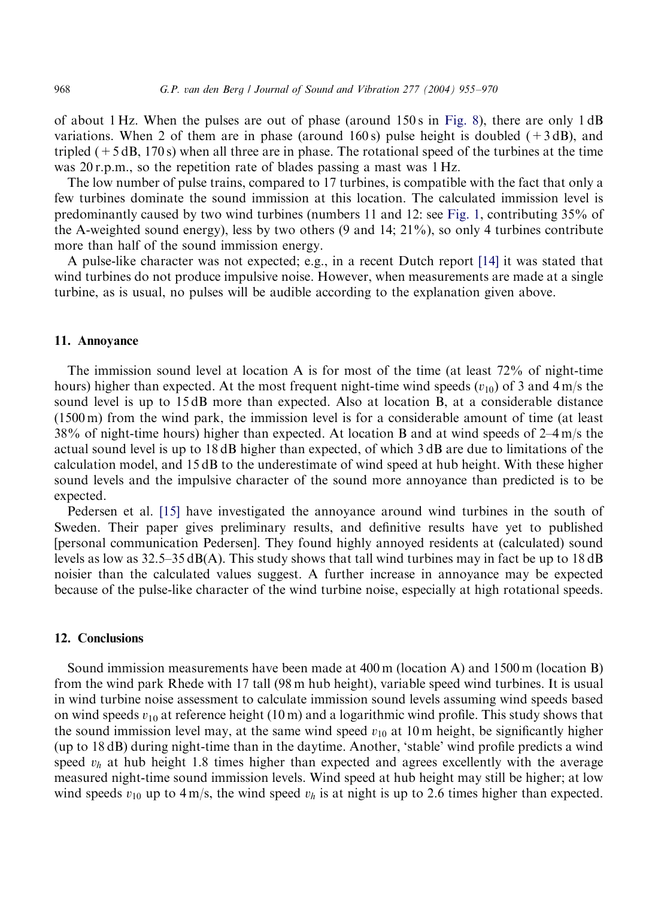of about 1 Hz. When the pulses are out of phase (around 150 s in Fig. 8), there are only 1 dB variations. When 2 of them are in phase (around 160 s) pulse height is doubled (+3 dB), and tripled (+5 dB, 170 s) when all three are in phase. The rotational speed of the turbines at the time was 20 r.p.m., so the repetition rate of blades passing a mast was 1 Hz.

The low number of pulse trains, compared to 17 turbines, is compatible with the fact that only a few turbines dominate the sound immission at this location. The calculated immission level is predominantly caused by two wind turbines (numbers 11 and 12: see Fig. 1, contributing 35% of the A-weighted sound energy), less by two others (9 and 14; 21%), so only 4 turbines contribute more than half of the sound immission energy.

A pulse-like character was not expected; e.g., in a recent Dutch report [14] it was stated that wind turbines do not produce impulsive noise. However, when measurements are made at a single turbine, as is usual, no pulses will be audible according to the explanation given above.

## 11. Annoyance

The immission sound level at location A is for most of the time (at least 72% of night-time hours) higher than expected. At the most frequent night-time wind speeds ($v_{10}$) of 3 and 4 m/s the sound level is up to 15 dB more than expected. Also at location B, at a considerable distance (1500 m) from the wind park, the immission level is for a considerable amount of time (at least 38% of night-time hours) higher than expected. At location B and at wind speeds of 2–4 m/s the actual sound level is up to 18 dB higher than expected, of which 3 dB are due to limitations of the calculation model, and 15 dB to the underestimate of wind speed at hub height. With these higher sound levels and the impulsive character of the sound more annoyance than predicted is to be expected.

Pedersen et al. [15] have investigated the annoyance around wind turbines in the south of Sweden. Their paper gives preliminary results, and definitive results have yet to published [personal communication Pedersen]. They found highly annoyed residents at (calculated) sound levels as low as 32.5–35 dB(A). This study shows that tall wind turbines may in fact be up to 18 dB noisier than the calculated values suggest. A further increase in annoyance may be expected because of the pulse-like character of the wind turbine noise, especially at high rotational speeds.

## 12. Conclusions

Sound immission measurements have been made at 400 m (location A) and 1500 m (location B) from the wind park Rhede with 17 tall (98 m hub height), variable speed wind turbines. It is usual in wind turbine noise assessment to calculate immission sound levels assuming wind speeds based on wind speeds $v_{10}$ at reference height (10 m) and a logarithmic wind profile. This study shows that the sound immission level may, at the same wind speed $v_{10}$ at 10 m height, be significantly higher (up to 18 dB) during night-time than in the daytime. Another, 'stable' wind profile predicts a wind speed $v_h$ at hub height 1.8 times higher than expected and agrees excellently with the average measured night-time sound immission levels. Wind speed at hub height may still be higher; at low wind speeds $v_{10}$ up to 4 m/s, the wind speed $v_h$ is at night is up to 2.6 times higher than expected.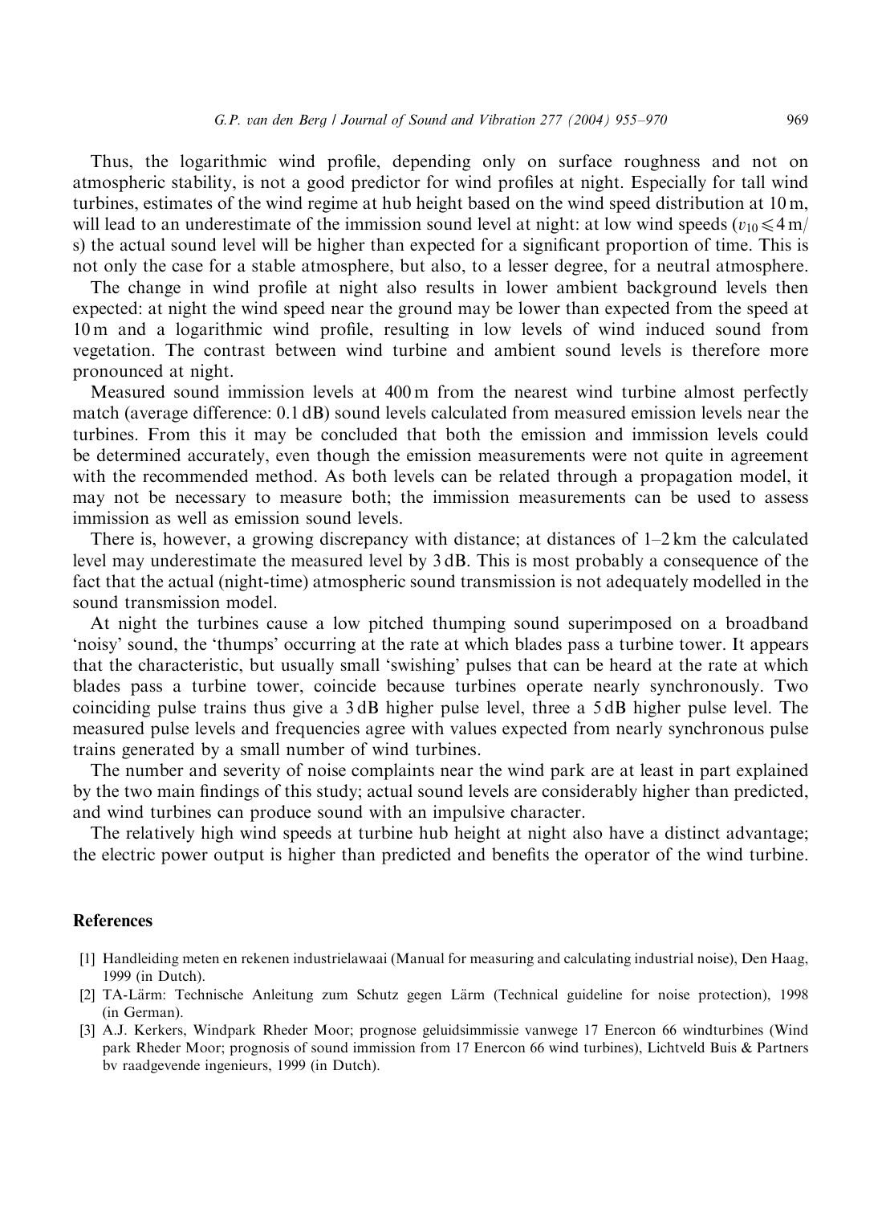Thus, the logarithmic wind profile, depending only on surface roughness and not on atmospheric stability, is not a good predictor for wind profiles at night. Especially for tall wind turbines, estimates of the wind regime at hub height based on the wind speed distribution at 10 m, will lead to an underestimate of the immission sound level at night: at low wind speeds ($v_{10} \leqslant 4$ m/s) the actual sound level will be higher than expected for a significant proportion of time. This is not only the case for a stable atmosphere, but also, to a lesser degree, for a neutral atmosphere.

The change in wind profile at night also results in lower ambient background levels then expected: at night the wind speed near the ground may be lower than expected from the speed at 10 m and a logarithmic wind profile, resulting in low levels of wind induced sound from vegetation. The contrast between wind turbine and ambient sound levels is therefore more pronounced at night.

Measured sound immission levels at 400 m from the nearest wind turbine almost perfectly match (average difference: 0.1 dB) sound levels calculated from measured emission levels near the turbines. From this it may be concluded that both the emission and immission levels could be determined accurately, even though the emission measurements were not quite in agreement with the recommended method. As both levels can be related through a propagation model, it may not be necessary to measure both; the immission measurements can be used to assess immission as well as emission sound levels.

There is, however, a growing discrepancy with distance; at distances of 1–2 km the calculated level may underestimate the measured level by 3 dB. This is most probably a consequence of the fact that the actual (night-time) atmospheric sound transmission is not adequately modelled in the sound transmission model.

At night the turbines cause a low pitched thumping sound superimposed on a broadband 'noisy' sound, the 'thumps' occurring at the rate at which blades pass a turbine tower. It appears that the characteristic, but usually small 'swishing' pulses that can be heard at the rate at which blades pass a turbine tower, coincide because turbines operate nearly synchronously. Two coinciding pulse trains thus give a 3 dB higher pulse level, three a 5 dB higher pulse level. The measured pulse levels and frequencies agree with values expected from nearly synchronous pulse trains generated by a small number of wind turbines.

The number and severity of noise complaints near the wind park are at least in part explained by the two main findings of this study; actual sound levels are considerably higher than predicted, and wind turbines can produce sound with an impulsive character.

The relatively high wind speeds at turbine hub height at night also have a distinct advantage; the electric power output is higher than predicted and benefits the operator of the wind turbine.

## References

[1] Handleiding meten en rekenen industrielawaai (Manual for measuring and calculating industrial noise), Den Haag, 1999 (in Dutch).

[2] TA-Lärm: Technische Anleitung zum Schutz gegen Lärm (Technical guideline for noise protection), 1998 (in German).

[3] A.J. Kerkers, Windpark Rheder Moor; prognose geluidsimmissie vanwege 17 Enercon 66 windturbines (Wind park Rheder Moor; prognosis of sound immission from 17 Enercon 66 wind turbines), Lichtveld Buis & Partners bv raadgevende ingenieurs, 1999 (in Dutch).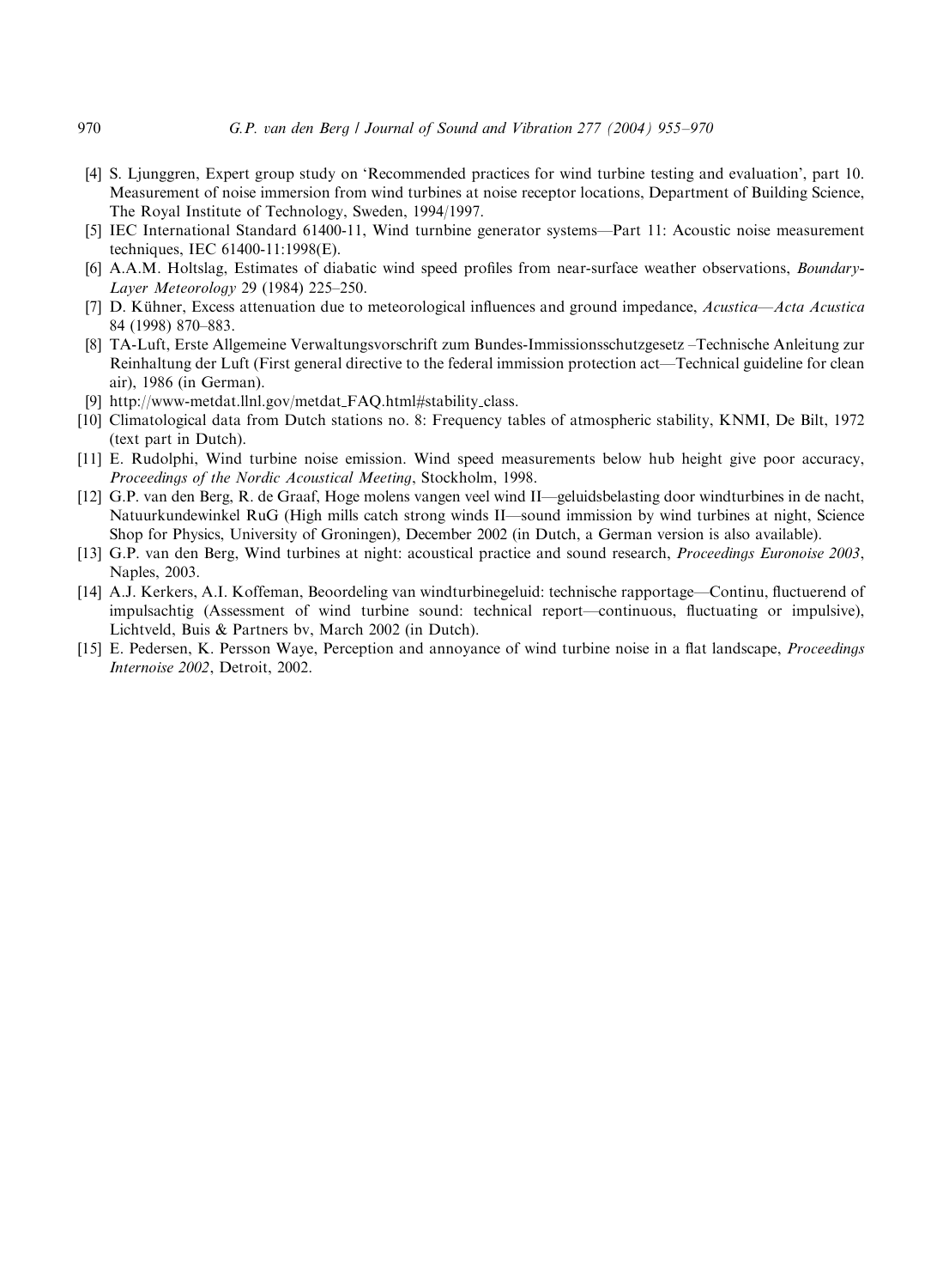[4] S. Ljunggren, Expert group study on 'Recommended practices for wind turbine testing and evaluation', part 10. Measurement of noise immersion from wind turbines at noise receptor locations, Department of Building Science, The Royal Institute of Technology, Sweden, 1994/1997.

[5] IEC International Standard 61400-11, Wind turnbine generator systems—Part 11: Acoustic noise measurement techniques, IEC 61400-11:1998(E).

[6] A.A.M. Holtslag, Estimates of diabatic wind speed profiles from near-surface weather observations, *Boundary-Layer Meteorology* 29 (1984) 225–250.

[7] D. Kühner, Excess attenuation due to meteorological influences and ground impedance, *Acustica—Acta Acustica* 84 (1998) 870–883.

[8] TA-Luft, Erste Allgemeine Verwaltungsvorschrift zum Bundes-Immissionsschutzgesetz –Technische Anleitung zur Reinhaltung der Luft (First general directive to the federal immission protection act—Technical guideline for clean air), 1986 (in German).

[9] http://www-metdat.llnl.gov/metdat_FAQ.html#stability_class.

[10] Climatological data from Dutch stations no. 8: Frequency tables of atmospheric stability, KNMI, De Bilt, 1972 (text part in Dutch).

[11] E. Rudolphi, Wind turbine noise emission. Wind speed measurements below hub height give poor accuracy, *Proceedings of the Nordic Acoustical Meeting*, Stockholm, 1998.

[12] G.P. van den Berg, R. de Graaf, Hoge molens vangen veel wind II—geluidsbelasting door windturbines in de nacht, Natuurkundewinkel RuG (High mills catch strong winds II—sound immission by wind turbines at night, Science Shop for Physics, University of Groningen), December 2002 (in Dutch, a German version is also available).

[13] G.P. van den Berg, Wind turbines at night: acoustical practice and sound research, *Proceedings Euronoise 2003*, Naples, 2003.

[14] A.J. Kerkers, A.I. Koffeman, Beoordeling van windturbinegeluid: technische rapportage—Continu, fluctuerend of impulsachtig (Assessment of wind turbine sound: technical report—continuous, fluctuating or impulsive), Lichtveld, Buis & Partners bv, March 2002 (in Dutch).

[15] E. Pedersen, K. Persson Waye, Perception and annoyance of wind turbine noise in a flat landscape, *Proceedings Internoise 2002*, Detroit, 2002.